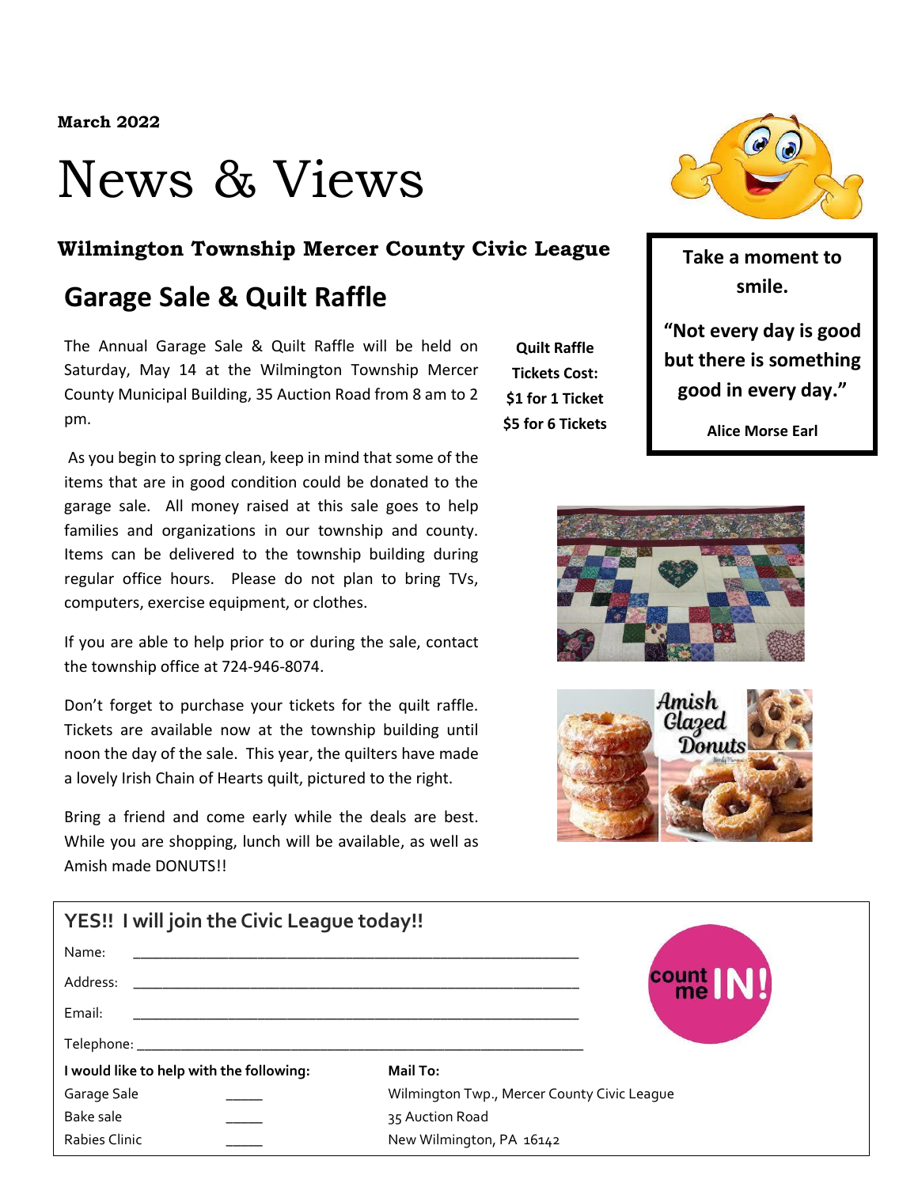**March 2022**

# News & Views

### Wilmington Township Mercer County Civic League

## Garage Sale & Quilt Raffle

The Annual Garage Sale & Quilt Raffle will be held on Saturday, May 14 at the Wilmington Township Mercer County Municipal Building, 35 Auction Road from 8 am to 2 pm.

As you begin to spring clean, keep in mind that some of the items that are in good condition could be donated to the garage sale. All money raised at this sale goes to help families and organizations in our township and county. Items can be delivered to the township building during regular office hours. Please do not plan to bring TVs, computers, exercise equipment, or clothes.

If you are able to help prior to or during the sale, contact the township office at 724-946-8074.

Don't forget to purchase your tickets for the quilt raffle. Tickets are available now at the township building until noon the day of the sale. This year, the quilters have made a lovely Irish Chain of Hearts quilt, pictured to the right.

Bring a friend and come early while the deals are best. While you are shopping, lunch will be available, as well as Amish made DONUTS!!

**Quilt Raffle**
**Tickets Cost:**
**$1 for 1 Ticket**
**$5 for 6 Tickets**

**Take a moment to smile.**

**"Not every day is good but there is something good in every day."**

**Alice Morse Earl**

### YES!! I will join the Civic League today!!

Name: ____________________________________________

Address: ____________________________________________

Email: ____________________________________________

Telephone: ____________________________________________

**I would like to help with the following:**

Garage Sale _____
Bake sale _____
Rabies Clinic _____

**Mail To:**
Wilmington Twp., Mercer County Civic League
35 Auction Road
New Wilmington, PA 16142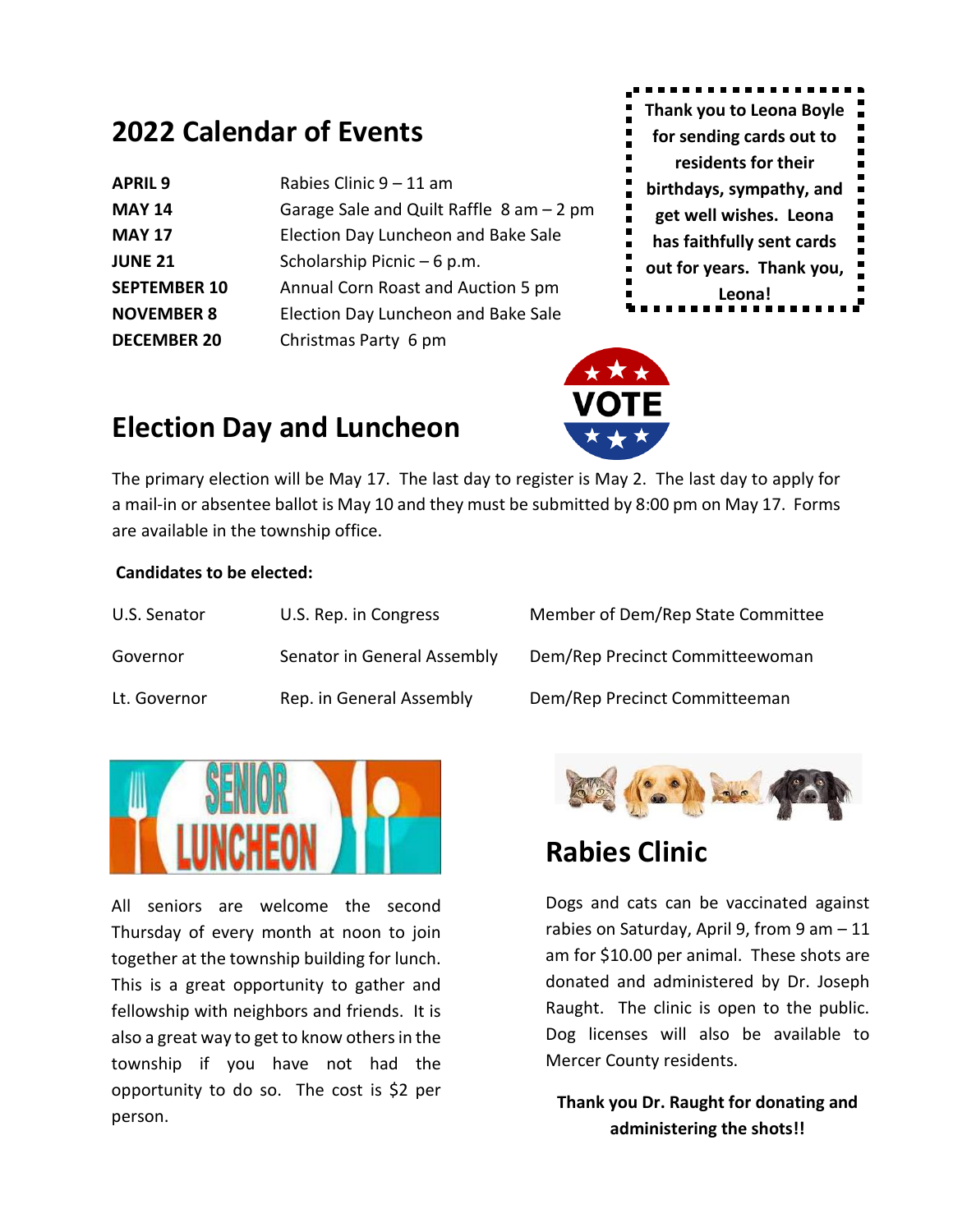## 2022 Calendar of Events

| | |
|---|---|
| **APRIL 9** | Rabies Clinic 9 – 11 am |
| **MAY 14** | Garage Sale and Quilt Raffle 8 am – 2 pm |
| **MAY 17** | Election Day Luncheon and Bake Sale |
| **JUNE 21** | Scholarship Picnic – 6 p.m. |
| **SEPTEMBER 10** | Annual Corn Roast and Auction 5 pm |
| **NOVEMBER 8** | Election Day Luncheon and Bake Sale |
| **DECEMBER 20** | Christmas Party 6 pm |

**Thank you to Leona Boyle for sending cards out to residents for their birthdays, sympathy, and get well wishes. Leona has faithfully sent cards out for years. Thank you, Leona!**

## Election Day and Luncheon

The primary election will be May 17. The last day to register is May 2. The last day to apply for a mail-in or absentee ballot is May 10 and they must be submitted by 8:00 pm on May 17. Forms are available in the township office.

**Candidates to be elected:**

| | | |
|---|---|---|
| U.S. Senator | U.S. Rep. in Congress | Member of Dem/Rep State Committee |
| Governor | Senator in General Assembly | Dem/Rep Precinct Committeewoman |
| Lt. Governor | Rep. in General Assembly | Dem/Rep Precinct Committeeman |

## Senior Luncheon

All seniors are welcome the second Thursday of every month at noon to join together at the township building for lunch. This is a great opportunity to gather and fellowship with neighbors and friends. It is also a great way to get to know others in the township if you have not had the opportunity to do so. The cost is $2 per person.

## Rabies Clinic

Dogs and cats can be vaccinated against rabies on Saturday, April 9, from 9 am – 11 am for $10.00 per animal. These shots are donated and administered by Dr. Joseph Raught. The clinic is open to the public. Dog licenses will also be available to Mercer County residents.

**Thank you Dr. Raught for donating and administering the shots!!**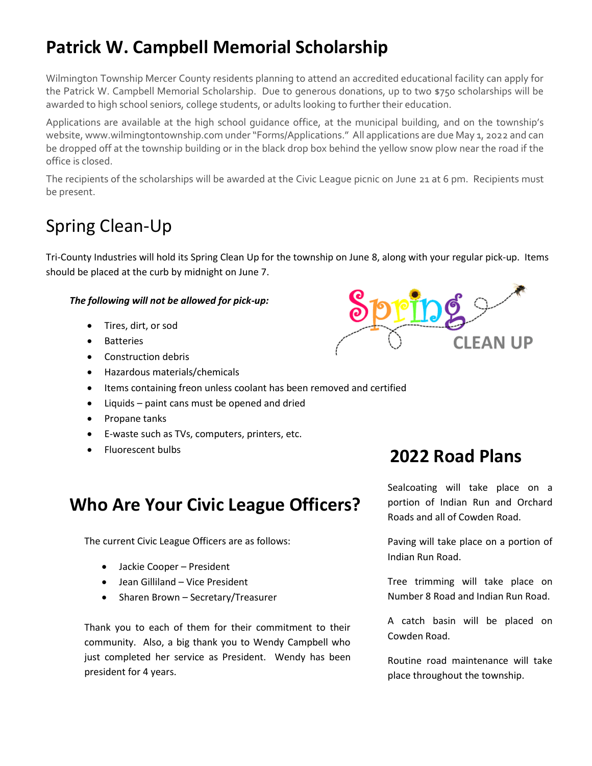# Patrick W. Campbell Memorial Scholarship

Wilmington Township Mercer County residents planning to attend an accredited educational facility can apply for the Patrick W. Campbell Memorial Scholarship. Due to generous donations, up to two $750 scholarships will be awarded to high school seniors, college students, or adults looking to further their education.

Applications are available at the high school guidance office, at the municipal building, and on the township's website, www.wilmingtontownship.com under "Forms/Applications." All applications are due May 1, 2022 and can be dropped off at the township building or in the black drop box behind the yellow snow plow near the road if the office is closed.

The recipients of the scholarships will be awarded at the Civic League picnic on June 21 at 6 pm. Recipients must be present.

# Spring Clean-Up

Tri-County Industries will hold its Spring Clean Up for the township on June 8, along with your regular pick-up. Items should be placed at the curb by midnight on June 7.

***The following will not be allowed for pick-up:***

- Tires, dirt, or sod
- Batteries
- Construction debris
- Hazardous materials/chemicals
- Items containing freon unless coolant has been removed and certified
- Liquids – paint cans must be opened and dried
- Propane tanks
- E-waste such as TVs, computers, printers, etc.
- Fluorescent bulbs

# Who Are Your Civic League Officers?

The current Civic League Officers are as follows:

- Jackie Cooper – President
- Jean Gilliland – Vice President
- Sharen Brown – Secretary/Treasurer

Thank you to each of them for their commitment to their community. Also, a big thank you to Wendy Campbell who just completed her service as President. Wendy has been president for 4 years.

# 2022 Road Plans

Sealcoating will take place on a portion of Indian Run and Orchard Roads and all of Cowden Road.

Paving will take place on a portion of Indian Run Road.

Tree trimming will take place on Number 8 Road and Indian Run Road.

A catch basin will be placed on Cowden Road.

Routine road maintenance will take place throughout the township.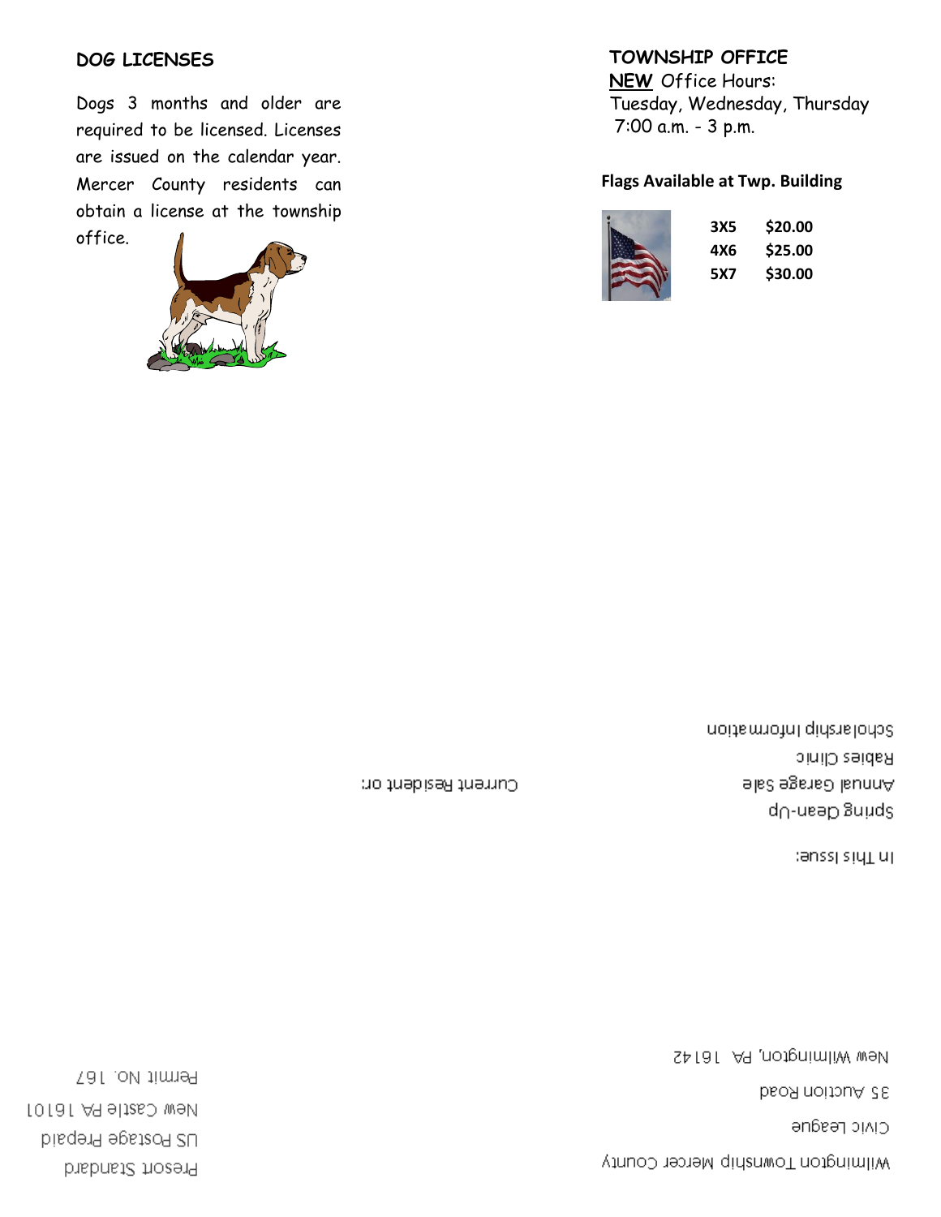## DOG LICENSES

Dogs 3 months and older are required to be licensed. Licenses are issued on the calendar year. Mercer County residents can obtain a license at the township office.

## TOWNSHIP OFFICE

**NEW** Office Hours:
Tuesday, Wednesday, Thursday
7:00 a.m. - 3 p.m.

**Flags Available at Twp. Building**

| | |
|---|---|
| **3X5** | **$20.00** |
| **4X6** | **$25.00** |
| **5X7** | **$30.00** |

In This Issue:

Spring Clean-Up
Annual Garage Sale
Rabies Clinic
Scholarship Information

Current Resident or:

Wilmington Township Mercer County
Civic League
35 Auction Road
New Wilmington, PA 16142

Presort Standard
US Postage Prepaid
New Castle PA 16101
Permit No. 167